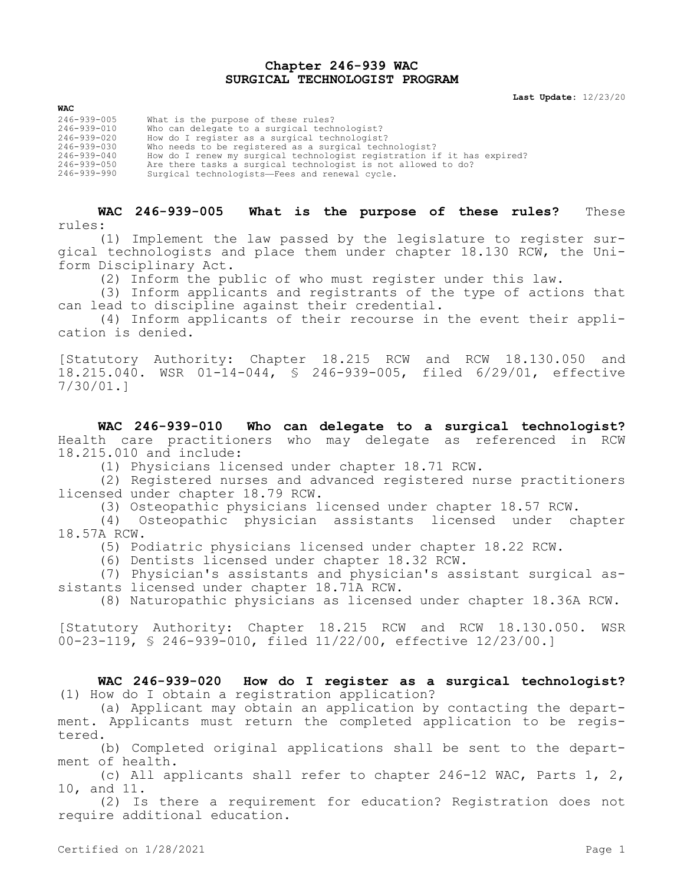# Chapter 246-939 WAC
# SURGICAL TECHNOLOGIST PROGRAM

**Last Update:** 12/23/20

**WAC**

| | |
|---|---|
| 246-939-005 | What is the purpose of these rules? |
| 246-939-010 | Who can delegate to a surgical technologist? |
| 246-939-020 | How do I register as a surgical technologist? |
| 246-939-030 | Who needs to be registered as a surgical technologist? |
| 246-939-040 | How do I renew my surgical technologist registration if it has expired? |
| 246-939-050 | Are there tasks a surgical technologist is not allowed to do? |
| 246-939-990 | Surgical technologists—Fees and renewal cycle. |

**WAC 246-939-005 What is the purpose of these rules?** These rules:

(1) Implement the law passed by the legislature to register surgical technologists and place them under chapter 18.130 RCW, the Uniform Disciplinary Act.

(2) Inform the public of who must register under this law.

(3) Inform applicants and registrants of the type of actions that can lead to discipline against their credential.

(4) Inform applicants of their recourse in the event their application is denied.

[Statutory Authority: Chapter 18.215 RCW and RCW 18.130.050 and 18.215.040. WSR 01-14-044, § 246-939-005, filed 6/29/01, effective 7/30/01.]

**WAC 246-939-010 Who can delegate to a surgical technologist?** Health care practitioners who may delegate as referenced in RCW 18.215.010 and include:

(1) Physicians licensed under chapter 18.71 RCW.

(2) Registered nurses and advanced registered nurse practitioners licensed under chapter 18.79 RCW.

(3) Osteopathic physicians licensed under chapter 18.57 RCW.

(4) Osteopathic physician assistants licensed under chapter 18.57A RCW.

(5) Podiatric physicians licensed under chapter 18.22 RCW.

(6) Dentists licensed under chapter 18.32 RCW.

(7) Physician's assistants and physician's assistant surgical assistants licensed under chapter 18.71A RCW.

(8) Naturopathic physicians as licensed under chapter 18.36A RCW.

[Statutory Authority: Chapter 18.215 RCW and RCW 18.130.050. WSR 00-23-119, § 246-939-010, filed 11/22/00, effective 12/23/00.]

**WAC 246-939-020 How do I register as a surgical technologist?**
(1) How do I obtain a registration application?

(a) Applicant may obtain an application by contacting the department. Applicants must return the completed application to be registered.

(b) Completed original applications shall be sent to the department of health.

(c) All applicants shall refer to chapter 246-12 WAC, Parts 1, 2, 10, and 11.

(2) Is there a requirement for education? Registration does not require additional education.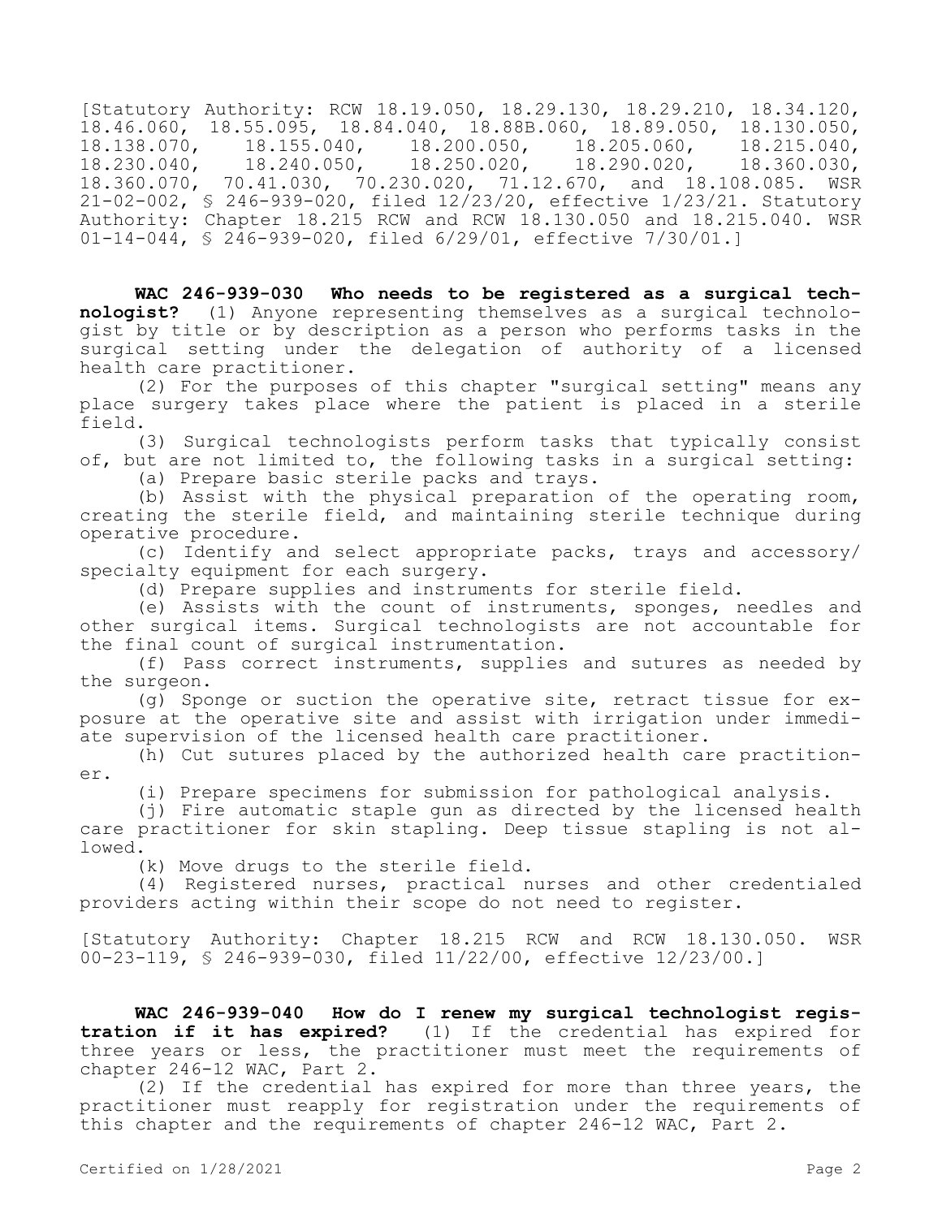[Statutory Authority: RCW 18.19.050, 18.29.130, 18.29.210, 18.34.120, 18.46.060, 18.55.095, 18.84.040, 18.88B.060, 18.89.050, 18.130.050, 18.138.070, 18.155.040, 18.200.050, 18.205.060, 18.215.040, 18.230.040, 18.240.050, 18.250.020, 18.290.020, 18.360.030, 18.360.070, 70.41.030, 70.230.020, 71.12.670, and 18.108.085. WSR 21-02-002, § 246-939-020, filed 12/23/20, effective 1/23/21. Statutory Authority: Chapter 18.215 RCW and RCW 18.130.050 and 18.215.040. WSR 01-14-044, § 246-939-020, filed 6/29/01, effective 7/30/01.]

**WAC 246-939-030 Who needs to be registered as a surgical technologist?** (1) Anyone representing themselves as a surgical technologist by title or by description as a person who performs tasks in the surgical setting under the delegation of authority of a licensed health care practitioner.

(2) For the purposes of this chapter "surgical setting" means any place surgery takes place where the patient is placed in a sterile field.

(3) Surgical technologists perform tasks that typically consist of, but are not limited to, the following tasks in a surgical setting:

(a) Prepare basic sterile packs and trays.

(b) Assist with the physical preparation of the operating room, creating the sterile field, and maintaining sterile technique during operative procedure.

(c) Identify and select appropriate packs, trays and accessory/specialty equipment for each surgery.

(d) Prepare supplies and instruments for sterile field.

(e) Assists with the count of instruments, sponges, needles and other surgical items. Surgical technologists are not accountable for the final count of surgical instrumentation.

(f) Pass correct instruments, supplies and sutures as needed by the surgeon.

(g) Sponge or suction the operative site, retract tissue for exposure at the operative site and assist with irrigation under immediate supervision of the licensed health care practitioner.

(h) Cut sutures placed by the authorized health care practitioner.

(i) Prepare specimens for submission for pathological analysis.

(j) Fire automatic staple gun as directed by the licensed health care practitioner for skin stapling. Deep tissue stapling is not allowed.

(k) Move drugs to the sterile field.

(4) Registered nurses, practical nurses and other credentialed providers acting within their scope do not need to register.

[Statutory Authority: Chapter 18.215 RCW and RCW 18.130.050. WSR 00-23-119, § 246-939-030, filed 11/22/00, effective 12/23/00.]

**WAC 246-939-040 How do I renew my surgical technologist registration if it has expired?** (1) If the credential has expired for three years or less, the practitioner must meet the requirements of chapter 246-12 WAC, Part 2.

(2) If the credential has expired for more than three years, the practitioner must reapply for registration under the requirements of this chapter and the requirements of chapter 246-12 WAC, Part 2.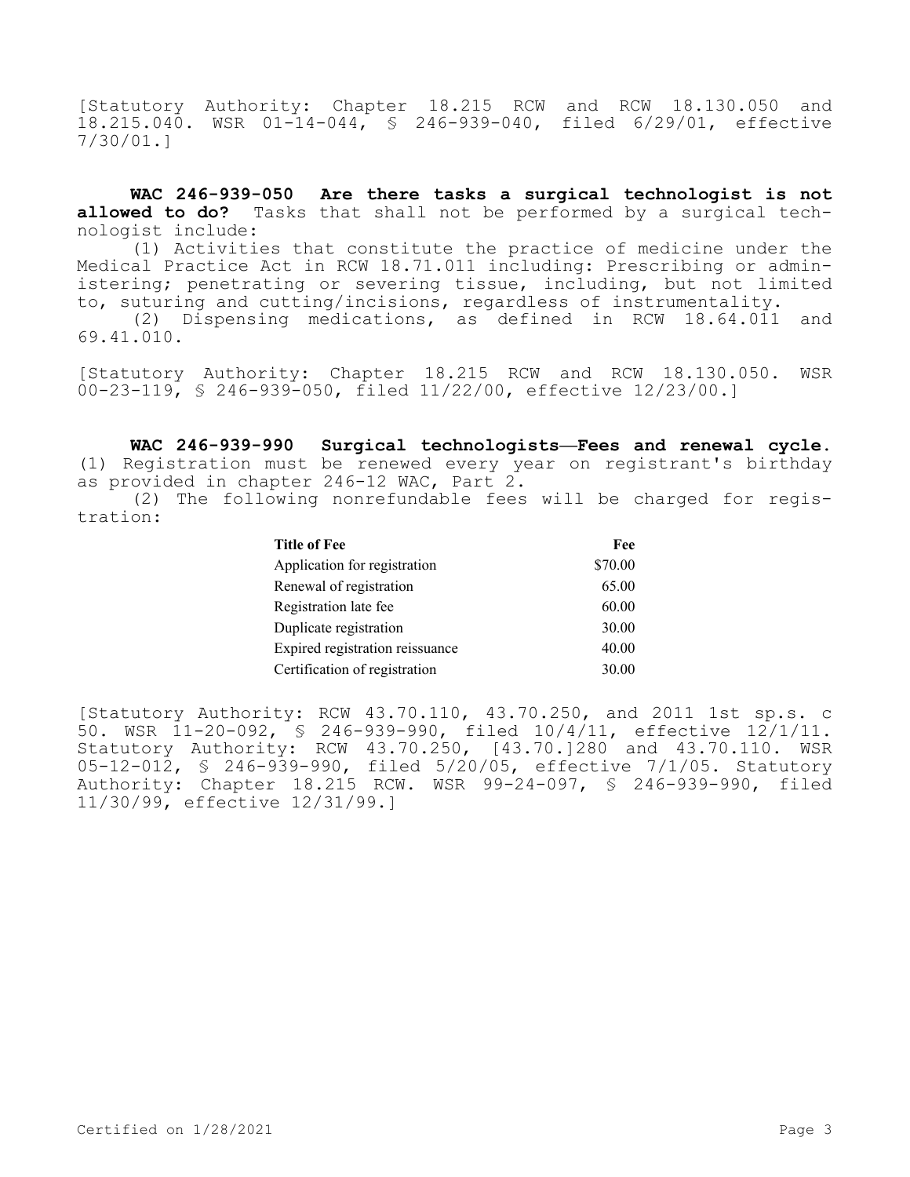[Statutory Authority: Chapter 18.215 RCW and RCW 18.130.050 and 18.215.040. WSR 01-14-044, § 246-939-040, filed 6/29/01, effective 7/30/01.]

**WAC 246-939-050 Are there tasks a surgical technologist is not allowed to do?** Tasks that shall not be performed by a surgical technologist include:

(1) Activities that constitute the practice of medicine under the Medical Practice Act in RCW 18.71.011 including: Prescribing or administering; penetrating or severing tissue, including, but not limited to, suturing and cutting/incisions, regardless of instrumentality.

(2) Dispensing medications, as defined in RCW 18.64.011 and 69.41.010.

[Statutory Authority: Chapter 18.215 RCW and RCW 18.130.050. WSR 00-23-119, § 246-939-050, filed 11/22/00, effective 12/23/00.]

**WAC 246-939-990 Surgical technologists—Fees and renewal cycle.** (1) Registration must be renewed every year on registrant's birthday as provided in chapter 246-12 WAC, Part 2.

(2) The following nonrefundable fees will be charged for registration:

| Title of Fee | Fee |
|---|---|
| Application for registration | $70.00 |
| Renewal of registration | 65.00 |
| Registration late fee | 60.00 |
| Duplicate registration | 30.00 |
| Expired registration reissuance | 40.00 |
| Certification of registration | 30.00 |

[Statutory Authority: RCW 43.70.110, 43.70.250, and 2011 1st sp.s. c 50. WSR 11-20-092, § 246-939-990, filed 10/4/11, effective 12/1/11. Statutory Authority: RCW 43.70.250, [43.70.]280 and 43.70.110. WSR 05-12-012, § 246-939-990, filed 5/20/05, effective 7/1/05. Statutory Authority: Chapter 18.215 RCW. WSR 99-24-097, § 246-939-990, filed 11/30/99, effective 12/31/99.]